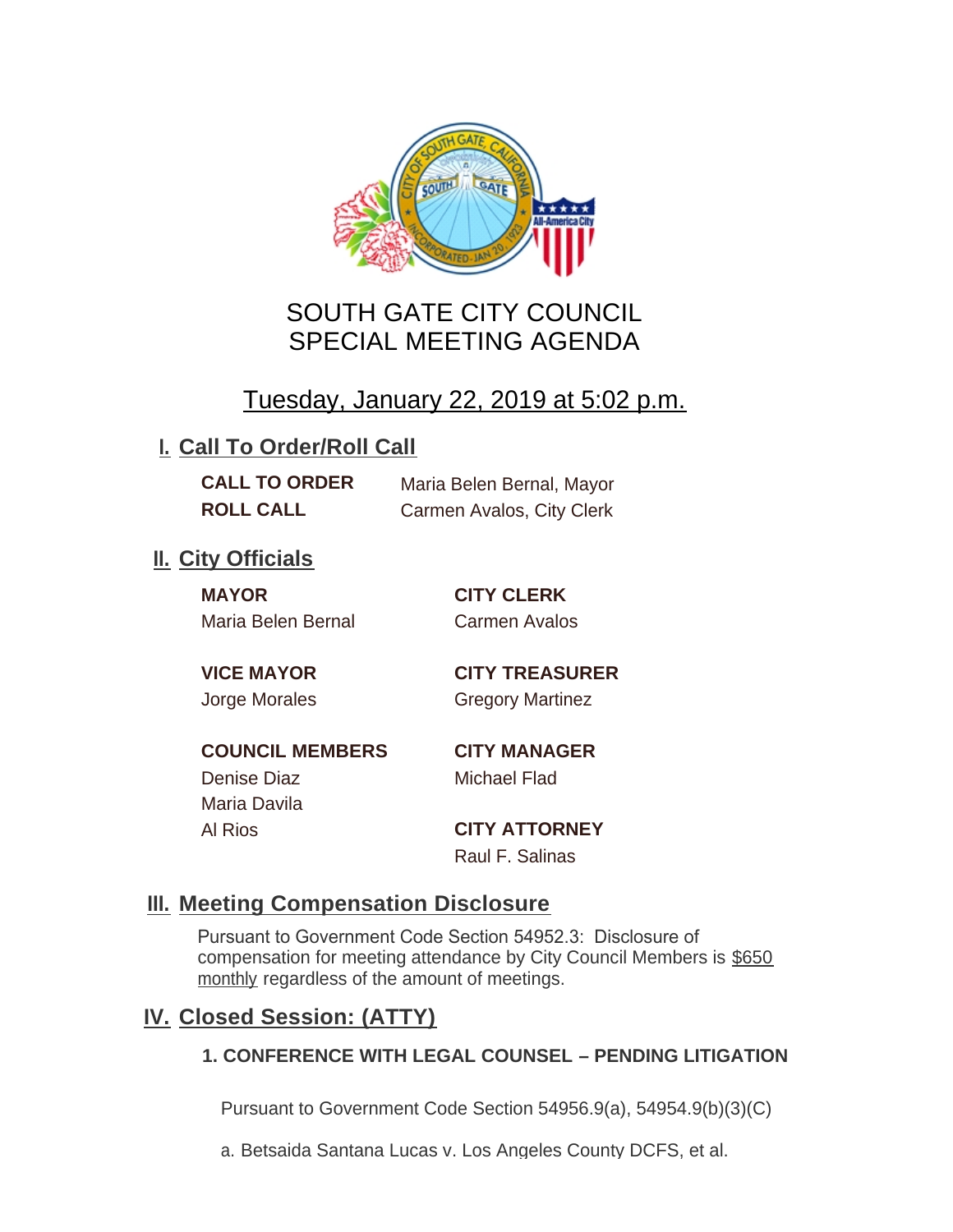# SOUTH GATE CITY COUNCIL
# SPECIAL MEETING AGENDA

## Tuesday, January 22, 2019 at 5:02 p.m.

## I. Call To Order/Roll Call

**CALL TO ORDER** Maria Belen Bernal, Mayor
**ROLL CALL** Carmen Avalos, City Clerk

## II. City Officials

**MAYOR**
Maria Belen Bernal

**VICE MAYOR**
Jorge Morales

**COUNCIL MEMBERS**
Denise Diaz
Maria Davila
Al Rios

**CITY CLERK**
Carmen Avalos

**CITY TREASURER**
Gregory Martinez

**CITY MANAGER**
Michael Flad

**CITY ATTORNEY**
Raul F. Salinas

## III. Meeting Compensation Disclosure

Pursuant to Government Code Section 54952.3: Disclosure of compensation for meeting attendance by City Council Members is $650 monthly regardless of the amount of meetings.

## IV. Closed Session: (ATTY)

### 1. CONFERENCE WITH LEGAL COUNSEL – PENDING LITIGATION

Pursuant to Government Code Section 54956.9(a), 54954.9(b)(3)(C)

a. Betsaida Santana Lucas v. Los Angeles County DCFS, et al.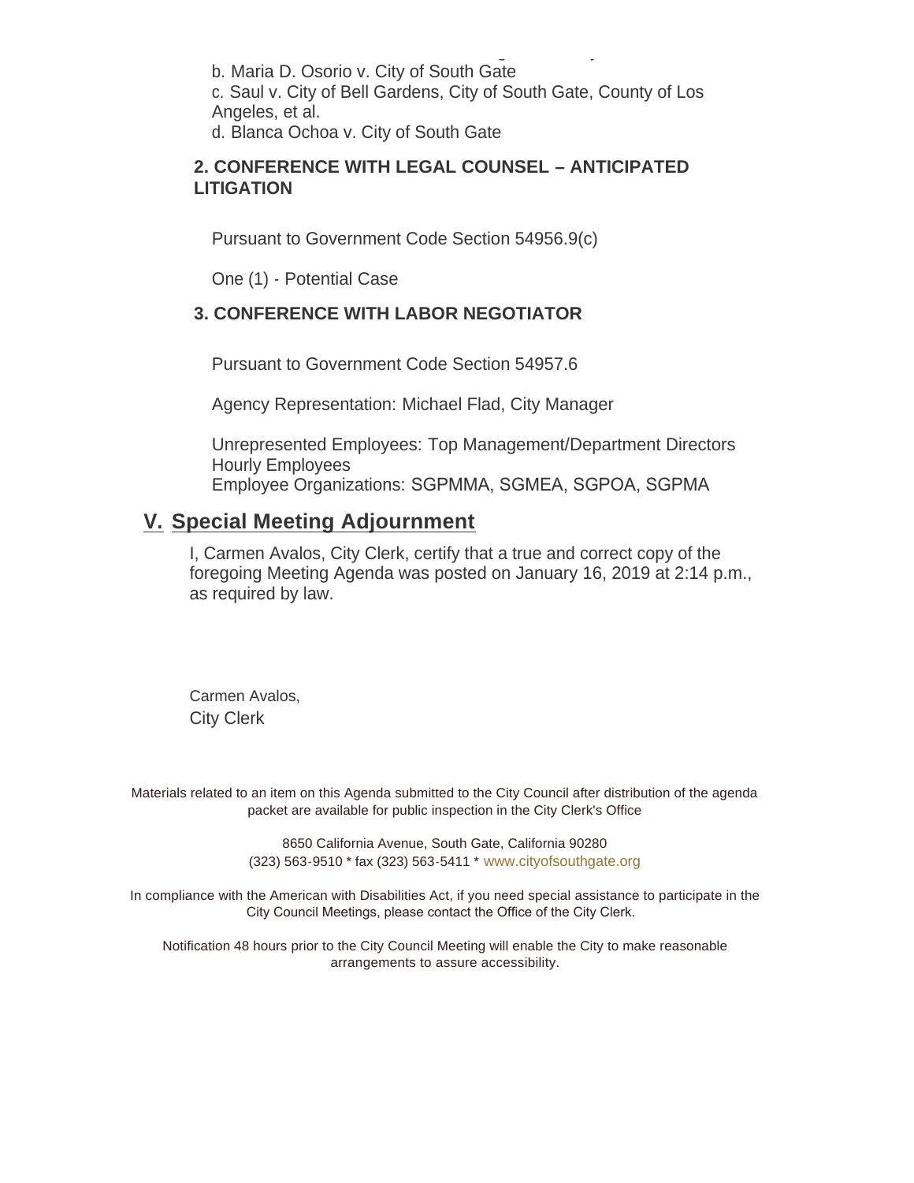b. Maria D. Osorio v. City of South Gate
c. Saul v. City of Bell Gardens, City of South Gate, County of Los Angeles, et al.
d. Blanca Ochoa v. City of South Gate

**2. CONFERENCE WITH LEGAL COUNSEL – ANTICIPATED LITIGATION**

Pursuant to Government Code Section 54956.9(c)

One (1) - Potential Case

**3. CONFERENCE WITH LABOR NEGOTIATOR**

Pursuant to Government Code Section 54957.6

Agency Representation: Michael Flad, City Manager

Unrepresented Employees: Top Management/Department Directors
Hourly Employees
Employee Organizations: SGPMMA, SGMEA, SGPOA, SGPMA

## V. Special Meeting Adjournment

I, Carmen Avalos, City Clerk, certify that a true and correct copy of the foregoing Meeting Agenda was posted on January 16, 2019 at 2:14 p.m., as required by law.

Carmen Avalos,
City Clerk

Materials related to an item on this Agenda submitted to the City Council after distribution of the agenda packet are available for public inspection in the City Clerk's Office

8650 California Avenue, South Gate, California 90280
(323) 563-9510 * fax (323) 563-5411 * www.cityofsouthgate.org

In compliance with the American with Disabilities Act, if you need special assistance to participate in the City Council Meetings, please contact the Office of the City Clerk.

Notification 48 hours prior to the City Council Meeting will enable the City to make reasonable arrangements to assure accessibility.